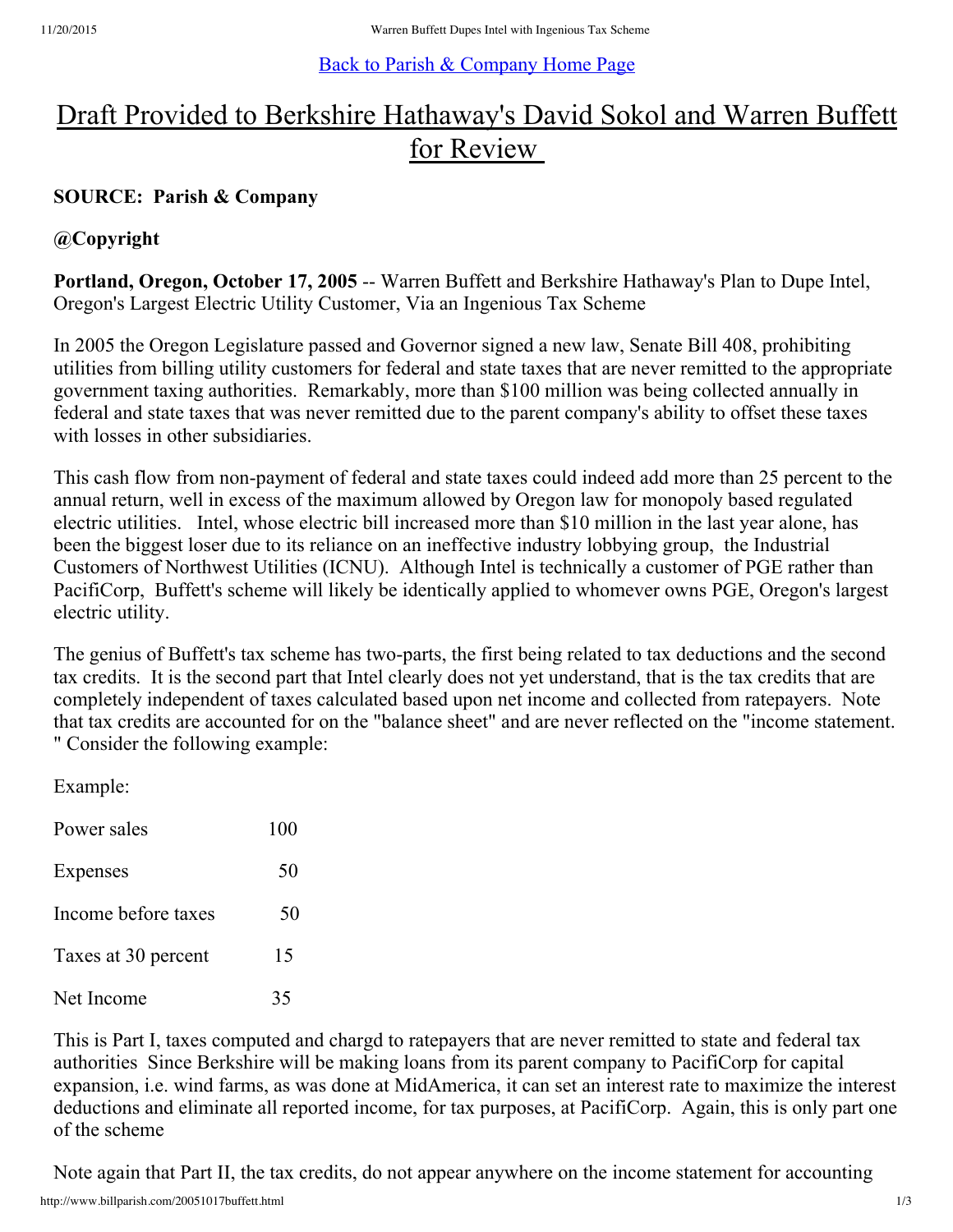[Back to Parish & Company Home Page](http://www.billparish.com/)

# Draft Provided to Berkshire Hathaway's David Sokol and Warren Buffett for Review

**SOURCE: Parish & Company**

**@Copyright**

**Portland, Oregon, October 17, 2005** -- Warren Buffett and Berkshire Hathaway's Plan to Dupe Intel, Oregon's Largest Electric Utility Customer, Via an Ingenious Tax Scheme

In 2005 the Oregon Legislature passed and Governor signed a new law, Senate Bill 408, prohibiting utilities from billing utility customers for federal and state taxes that are never remitted to the appropriate government taxing authorities. Remarkably, more than $100 million was being collected annually in federal and state taxes that was never remitted due to the parent company's ability to offset these taxes with losses in other subsidiaries.

This cash flow from non-payment of federal and state taxes could indeed add more than 25 percent to the annual return, well in excess of the maximum allowed by Oregon law for monopoly based regulated electric utilities. Intel, whose electric bill increased more than $10 million in the last year alone, has been the biggest loser due to its reliance on an ineffective industry lobbying group, the Industrial Customers of Northwest Utilities (ICNU). Although Intel is technically a customer of PGE rather than PacifiCorp, Buffett's scheme will likely be identically applied to whomever owns PGE, Oregon's largest electric utility.

The genius of Buffett's tax scheme has two-parts, the first being related to tax deductions and the second tax credits. It is the second part that Intel clearly does not yet understand, that is the tax credits that are completely independent of taxes calculated based upon net income and collected from ratepayers. Note that tax credits are accounted for on the "balance sheet" and are never reflected on the "income statement." Consider the following example:

Example:

| | |
|---|---|
| Power sales | 100 |
| Expenses | 50 |
| Income before taxes | 50 |
| Taxes at 30 percent | 15 |
| Net Income | 35 |

This is Part I, taxes computed and chargd to ratepayers that are never remitted to state and federal tax authorities Since Berkshire will be making loans from its parent company to PacifiCorp for capital expansion, i.e. wind farms, as was done at MidAmerica, it can set an interest rate to maximize the interest deductions and eliminate all reported income, for tax purposes, at PacifiCorp. Again, this is only part one of the scheme

Note again that Part II, the tax credits, do not appear anywhere on the income statement for accounting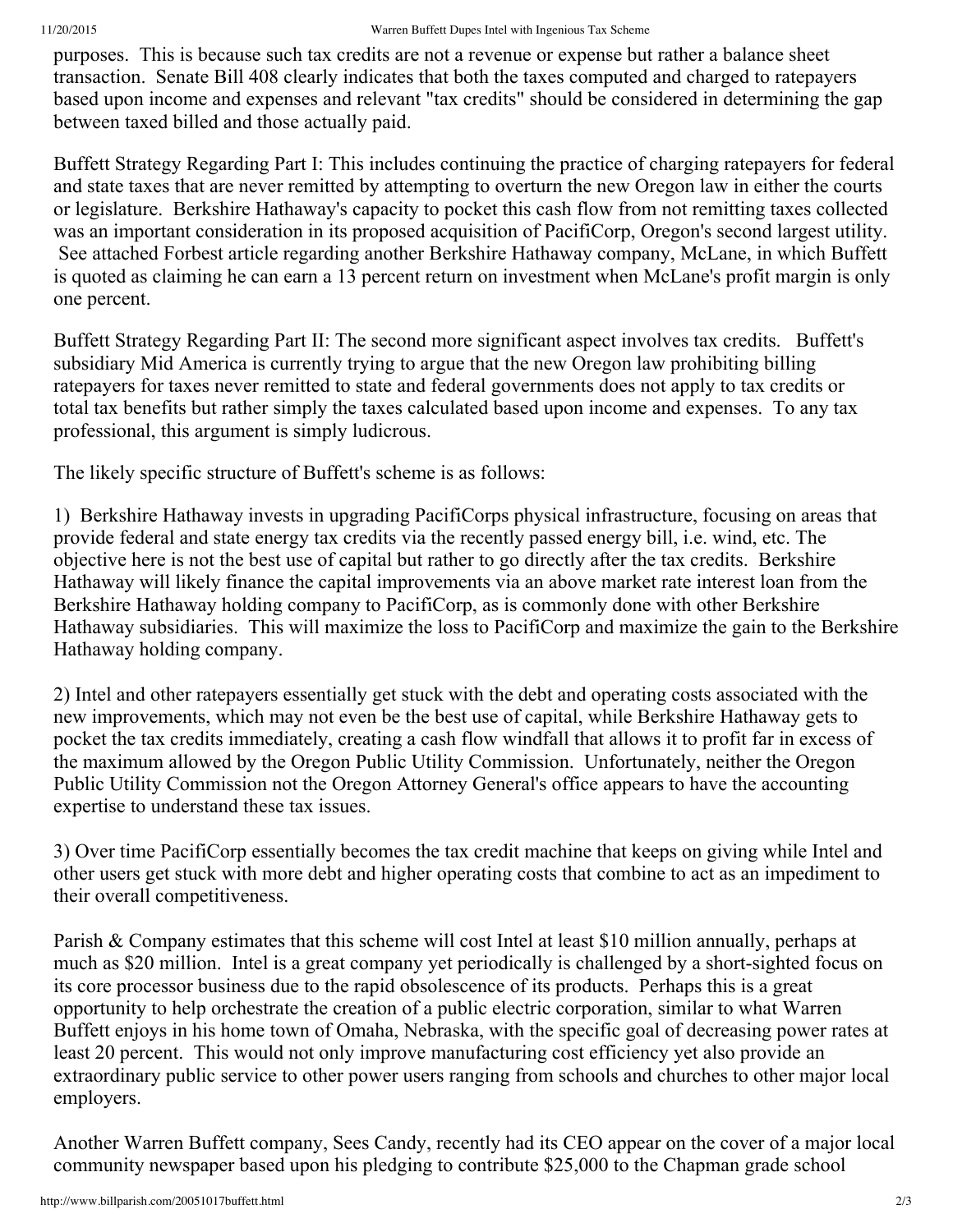purposes. This is because such tax credits are not a revenue or expense but rather a balance sheet transaction. Senate Bill 408 clearly indicates that both the taxes computed and charged to ratepayers based upon income and expenses and relevant "tax credits" should be considered in determining the gap between taxed billed and those actually paid.

Buffett Strategy Regarding Part I: This includes continuing the practice of charging ratepayers for federal and state taxes that are never remitted by attempting to overturn the new Oregon law in either the courts or legislature. Berkshire Hathaway's capacity to pocket this cash flow from not remitting taxes collected was an important consideration in its proposed acquisition of PacifiCorp, Oregon's second largest utility. See attached Forbest article regarding another Berkshire Hathaway company, McLane, in which Buffett is quoted as claiming he can earn a 13 percent return on investment when McLane's profit margin is only one percent.

Buffett Strategy Regarding Part II: The second more significant aspect involves tax credits. Buffett's subsidiary Mid America is currently trying to argue that the new Oregon law prohibiting billing ratepayers for taxes never remitted to state and federal governments does not apply to tax credits or total tax benefits but rather simply the taxes calculated based upon income and expenses. To any tax professional, this argument is simply ludicrous.

The likely specific structure of Buffett's scheme is as follows:

1) Berkshire Hathaway invests in upgrading PacifiCorps physical infrastructure, focusing on areas that provide federal and state energy tax credits via the recently passed energy bill, i.e. wind, etc. The objective here is not the best use of capital but rather to go directly after the tax credits. Berkshire Hathaway will likely finance the capital improvements via an above market rate interest loan from the Berkshire Hathaway holding company to PacifiCorp, as is commonly done with other Berkshire Hathaway subsidiaries. This will maximize the loss to PacifiCorp and maximize the gain to the Berkshire Hathaway holding company.

2) Intel and other ratepayers essentially get stuck with the debt and operating costs associated with the new improvements, which may not even be the best use of capital, while Berkshire Hathaway gets to pocket the tax credits immediately, creating a cash flow windfall that allows it to profit far in excess of the maximum allowed by the Oregon Public Utility Commission. Unfortunately, neither the Oregon Public Utility Commission not the Oregon Attorney General's office appears to have the accounting expertise to understand these tax issues.

3) Over time PacifiCorp essentially becomes the tax credit machine that keeps on giving while Intel and other users get stuck with more debt and higher operating costs that combine to act as an impediment to their overall competitiveness.

Parish & Company estimates that this scheme will cost Intel at least $10 million annually, perhaps at much as $20 million. Intel is a great company yet periodically is challenged by a short-sighted focus on its core processor business due to the rapid obsolescence of its products. Perhaps this is a great opportunity to help orchestrate the creation of a public electric corporation, similar to what Warren Buffett enjoys in his home town of Omaha, Nebraska, with the specific goal of decreasing power rates at least 20 percent. This would not only improve manufacturing cost efficiency yet also provide an extraordinary public service to other power users ranging from schools and churches to other major local employers.

Another Warren Buffett company, Sees Candy, recently had its CEO appear on the cover of a major local community newspaper based upon his pledging to contribute $25,000 to the Chapman grade school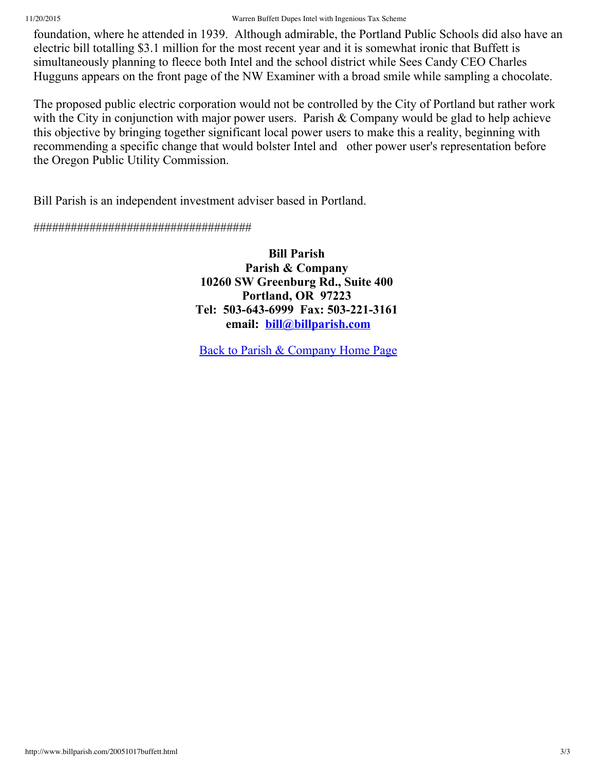foundation, where he attended in 1939. Although admirable, the Portland Public Schools did also have an electric bill totalling $3.1 million for the most recent year and it is somewhat ironic that Buffett is simultaneously planning to fleece both Intel and the school district while Sees Candy CEO Charles Hugguns appears on the front page of the NW Examiner with a broad smile while sampling a chocolate.

The proposed public electric corporation would not be controlled by the City of Portland but rather work with the City in conjunction with major power users. Parish & Company would be glad to help achieve this objective by bringing together significant local power users to make this a reality, beginning with recommending a specific change that would bolster Intel and other power user's representation before the Oregon Public Utility Commission.

Bill Parish is an independent investment adviser based in Portland.

####################################

**Bill Parish**
**Parish & Company**
**10260 SW Greenburg Rd., Suite 400**
**Portland, OR 97223**
**Tel: 503-643-6999 Fax: 503-221-3161**
**email: bill@billparish.com**

Back to Parish & Company Home Page